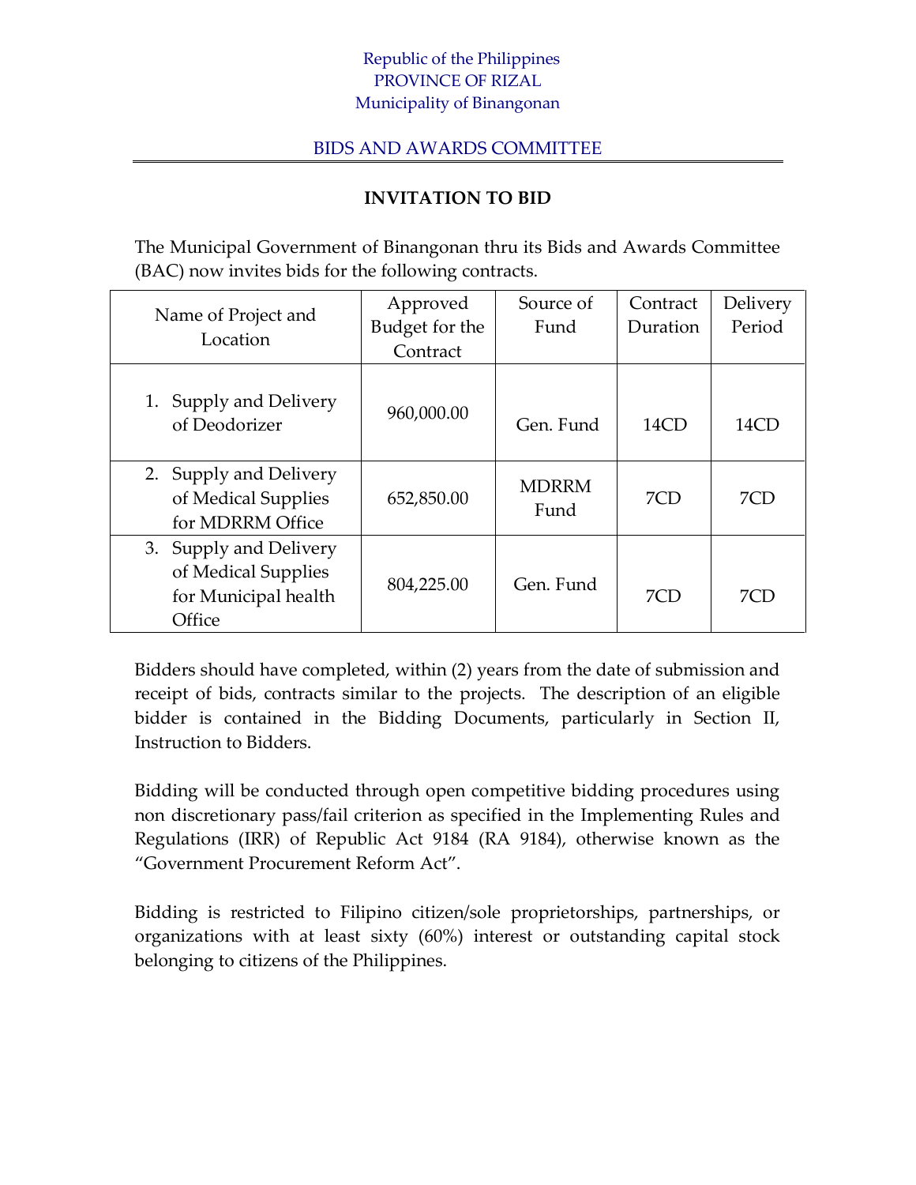Republic of the Philippines
PROVINCE OF RIZAL
Municipality of Binangonan

BIDS AND AWARDS COMMITTEE

# INVITATION TO BID

The Municipal Government of Binangonan thru its Bids and Awards Committee (BAC) now invites bids for the following contracts.

| Name of Project and Location | Approved Budget for the Contract | Source of Fund | Contract Duration | Delivery Period |
|---|---|---|---|---|
| 1. Supply and Delivery of Deodorizer | 960,000.00 | Gen. Fund | 14CD | 14CD |
| 2. Supply and Delivery of Medical Supplies for MDRRM Office | 652,850.00 | MDRRM Fund | 7CD | 7CD |
| 3. Supply and Delivery of Medical Supplies for Municipal health Office | 804,225.00 | Gen. Fund | 7CD | 7CD |

Bidders should have completed, within (2) years from the date of submission and receipt of bids, contracts similar to the projects. The description of an eligible bidder is contained in the Bidding Documents, particularly in Section II, Instruction to Bidders.

Bidding will be conducted through open competitive bidding procedures using non discretionary pass/fail criterion as specified in the Implementing Rules and Regulations (IRR) of Republic Act 9184 (RA 9184), otherwise known as the "Government Procurement Reform Act".

Bidding is restricted to Filipino citizen/sole proprietorships, partnerships, or organizations with at least sixty (60%) interest or outstanding capital stock belonging to citizens of the Philippines.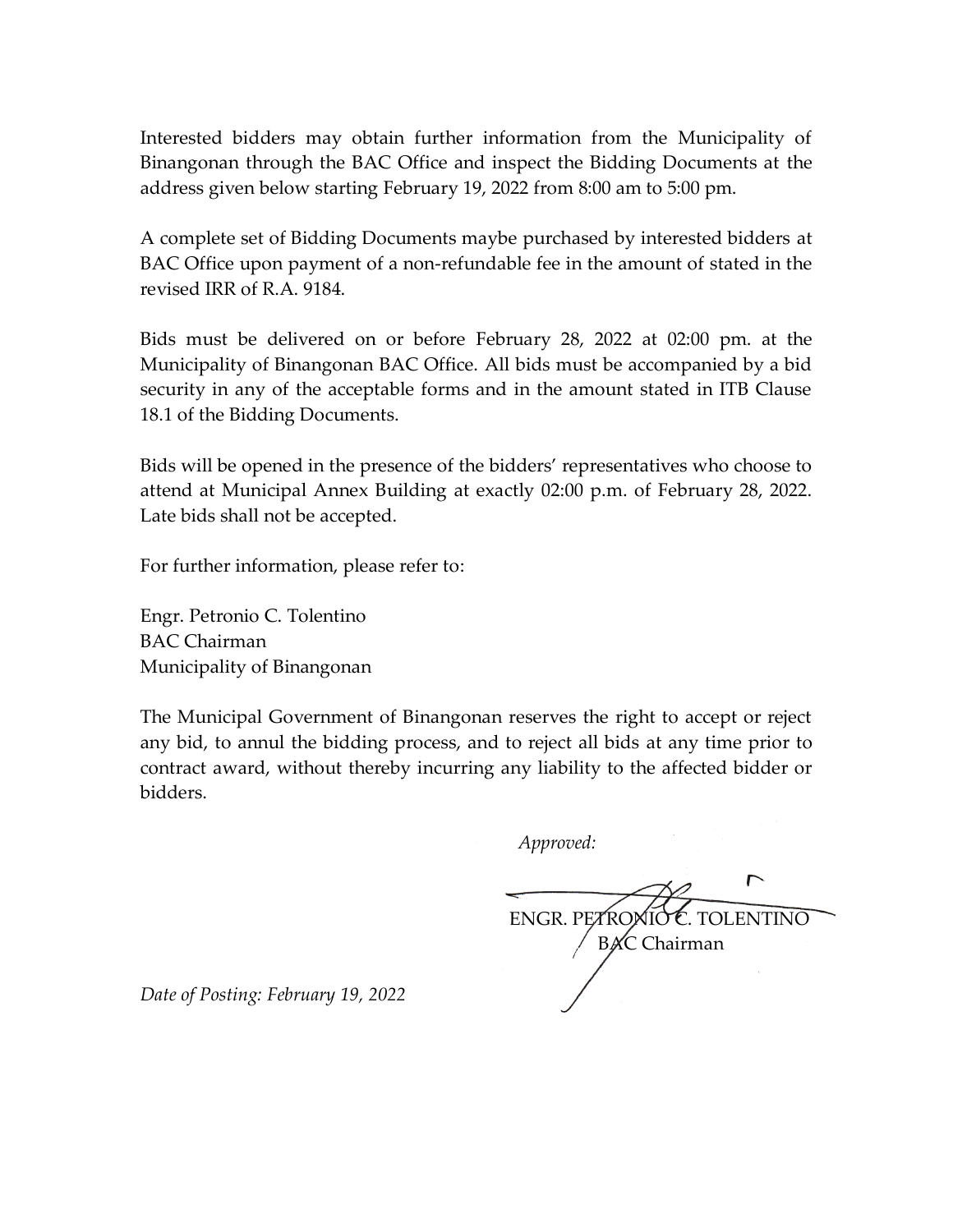Interested bidders may obtain further information from the Municipality of Binangonan through the BAC Office and inspect the Bidding Documents at the address given below starting February 19, 2022 from 8:00 am to 5:00 pm.

A complete set of Bidding Documents maybe purchased by interested bidders at BAC Office upon payment of a non-refundable fee in the amount of stated in the revised IRR of R.A. 9184.

Bids must be delivered on or before February 28, 2022 at 02:00 pm. at the Municipality of Binangonan BAC Office. All bids must be accompanied by a bid security in any of the acceptable forms and in the amount stated in ITB Clause 18.1 of the Bidding Documents.

Bids will be opened in the presence of the bidders' representatives who choose to attend at Municipal Annex Building at exactly 02:00 p.m. of February 28, 2022. Late bids shall not be accepted.

For further information, please refer to:

Engr. Petronio C. Tolentino
BAC Chairman
Municipality of Binangonan

The Municipal Government of Binangonan reserves the right to accept or reject any bid, to annul the bidding process, and to reject all bids at any time prior to contract award, without thereby incurring any liability to the affected bidder or bidders.

*Approved:*

ENGR. PETRONIO C. TOLENTINO
BAC Chairman

*Date of Posting: February 19, 2022*